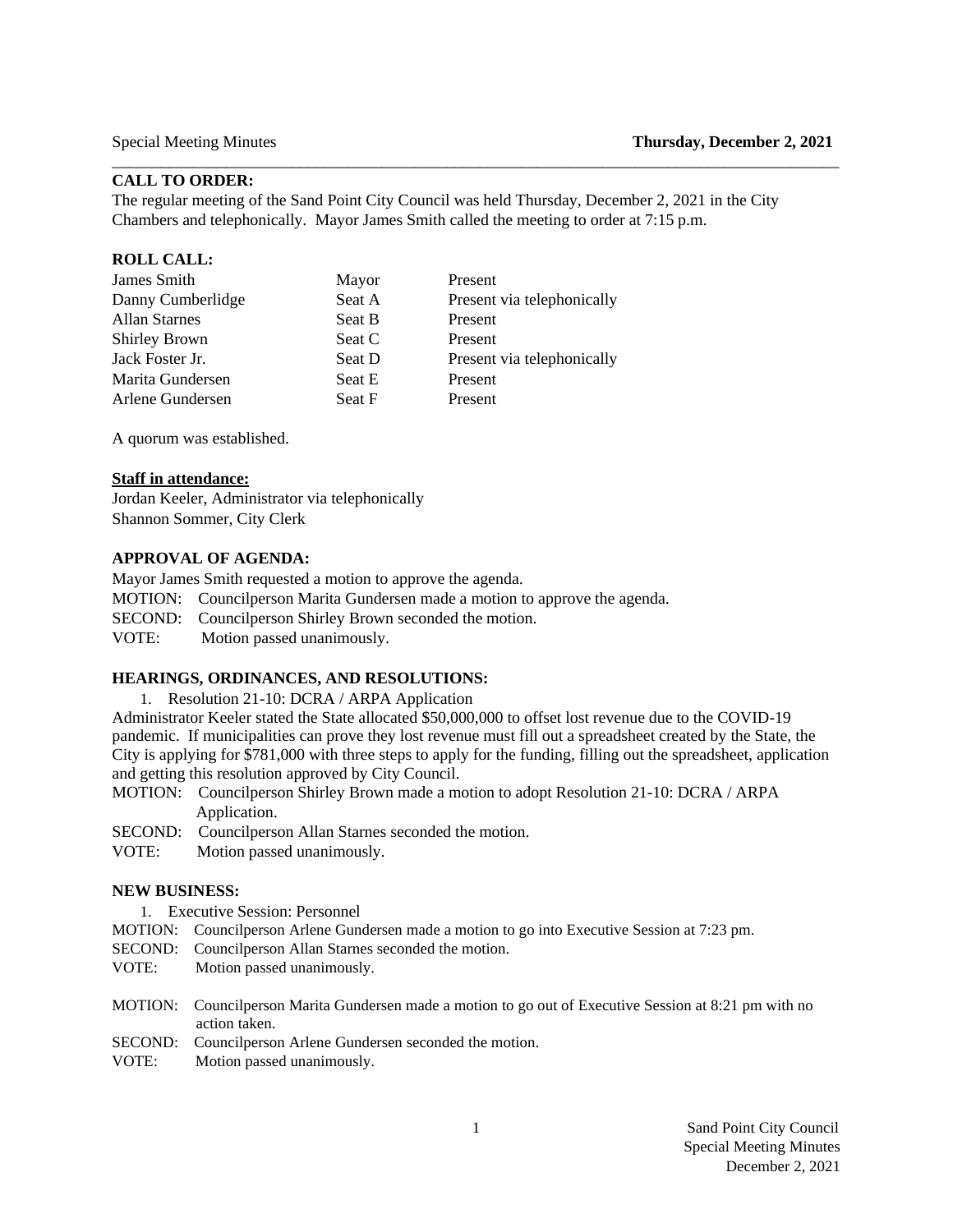Special Meeting Minutes **Thursday, December 2, 2021**

## CALL TO ORDER:

The regular meeting of the Sand Point City Council was held Thursday, December 2, 2021 in the City Chambers and telephonically. Mayor James Smith called the meeting to order at 7:15 p.m.

## ROLL CALL:

| | | |
|---|---|---|
| James Smith | Mayor | Present |
| Danny Cumberlidge | Seat A | Present via telephonically |
| Allan Starnes | Seat B | Present |
| Shirley Brown | Seat C | Present |
| Jack Foster Jr. | Seat D | Present via telephonically |
| Marita Gundersen | Seat E | Present |
| Arlene Gundersen | Seat F | Present |

A quorum was established.

**Staff in attendance:**

Jordan Keeler, Administrator via telephonically
Shannon Sommer, City Clerk

## APPROVAL OF AGENDA:

Mayor James Smith requested a motion to approve the agenda.

MOTION: Councilperson Marita Gundersen made a motion to approve the agenda.
SECOND: Councilperson Shirley Brown seconded the motion.
VOTE: Motion passed unanimously.

## HEARINGS, ORDINANCES, AND RESOLUTIONS:

1. Resolution 21-10: DCRA / ARPA Application

Administrator Keeler stated the State allocated $50,000,000 to offset lost revenue due to the COVID-19 pandemic. If municipalities can prove they lost revenue must fill out a spreadsheet created by the State, the City is applying for $781,000 with three steps to apply for the funding, filling out the spreadsheet, application and getting this resolution approved by City Council.

MOTION: Councilperson Shirley Brown made a motion to adopt Resolution 21-10: DCRA / ARPA Application.
SECOND: Councilperson Allan Starnes seconded the motion.
VOTE: Motion passed unanimously.

## NEW BUSINESS:

1. Executive Session: Personnel

MOTION: Councilperson Arlene Gundersen made a motion to go into Executive Session at 7:23 pm.
SECOND: Councilperson Allan Starnes seconded the motion.
VOTE: Motion passed unanimously.

MOTION: Councilperson Marita Gundersen made a motion to go out of Executive Session at 8:21 pm with no action taken.
SECOND: Councilperson Arlene Gundersen seconded the motion.
VOTE: Motion passed unanimously.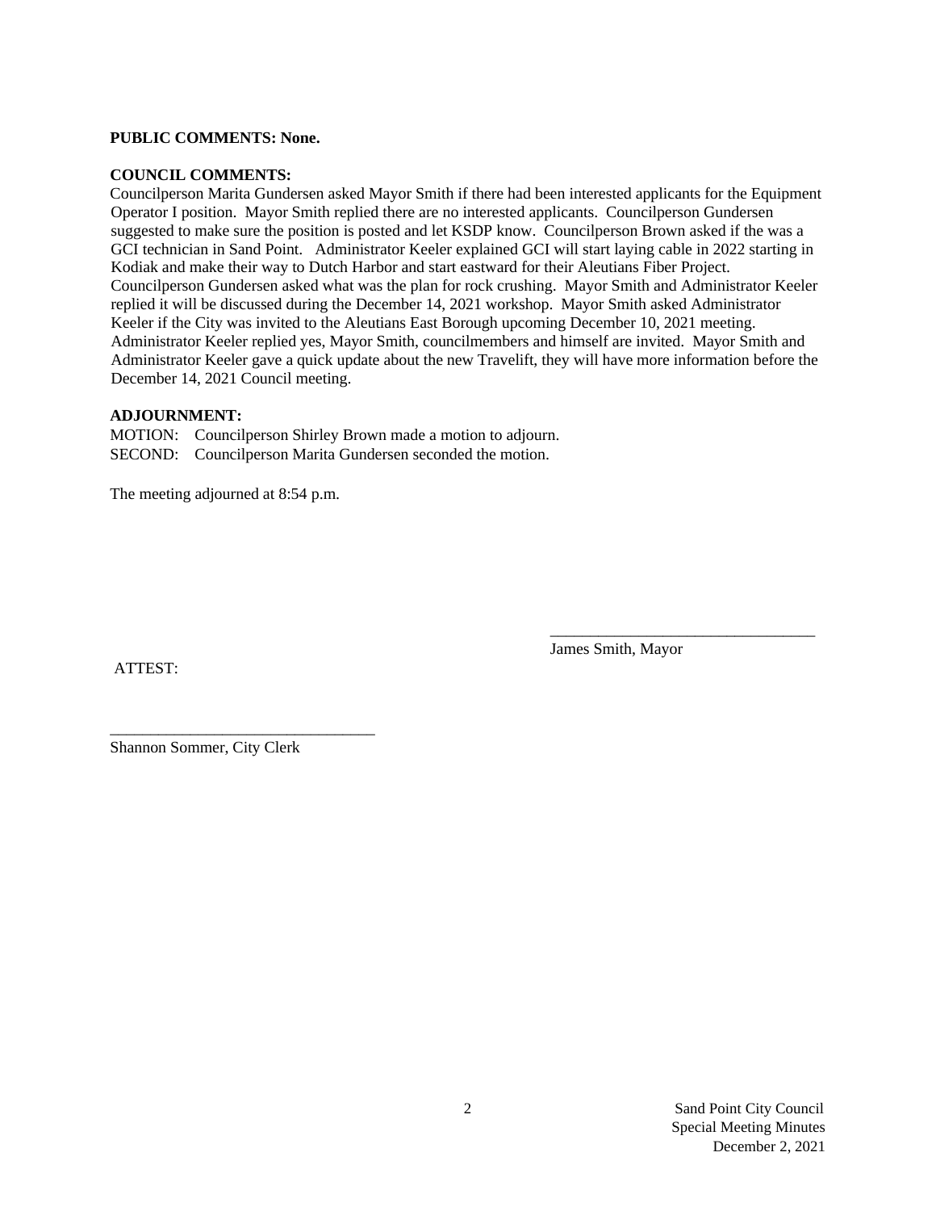**PUBLIC COMMENTS: None.**

**COUNCIL COMMENTS:**

Councilperson Marita Gundersen asked Mayor Smith if there had been interested applicants for the Equipment Operator I position. Mayor Smith replied there are no interested applicants. Councilperson Gundersen suggested to make sure the position is posted and let KSDP know. Councilperson Brown asked if the was a GCI technician in Sand Point. Administrator Keeler explained GCI will start laying cable in 2022 starting in Kodiak and make their way to Dutch Harbor and start eastward for their Aleutians Fiber Project. Councilperson Gundersen asked what was the plan for rock crushing. Mayor Smith and Administrator Keeler replied it will be discussed during the December 14, 2021 workshop. Mayor Smith asked Administrator Keeler if the City was invited to the Aleutians East Borough upcoming December 10, 2021 meeting. Administrator Keeler replied yes, Mayor Smith, councilmembers and himself are invited. Mayor Smith and Administrator Keeler gave a quick update about the new Travelift, they will have more information before the December 14, 2021 Council meeting.

**ADJOURNMENT:**

MOTION: Councilperson Shirley Brown made a motion to adjourn.
SECOND: Councilperson Marita Gundersen seconded the motion.

The meeting adjourned at 8:54 p.m.

_________________________________
James Smith, Mayor

ATTEST:

_________________________________
Shannon Sommer, City Clerk